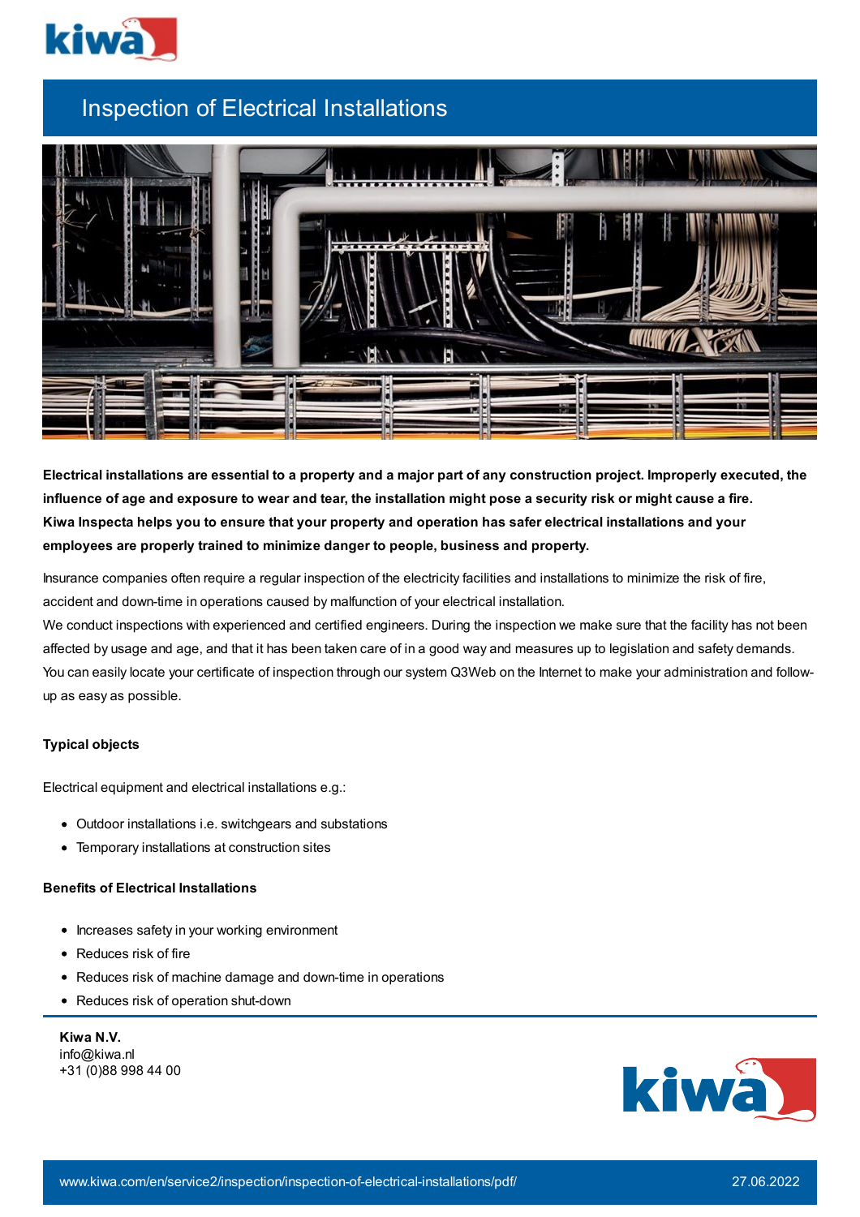# Inspection of Electrical Installations

**Electrical installations are essential to a property and a major part of any construction project. Improperly executed, the influence of age and exposure to wear and tear, the installation might pose a security risk or might cause a fire. Kiwa Inspecta helps you to ensure that your property and operation has safer electrical installations and your employees are properly trained to minimize danger to people, business and property.**

Insurance companies often require a regular inspection of the electricity facilities and installations to minimize the risk of fire, accident and down-time in operations caused by malfunction of your electrical installation.
We conduct inspections with experienced and certified engineers. During the inspection we make sure that the facility has not been affected by usage and age, and that it has been taken care of in a good way and measures up to legislation and safety demands.
You can easily locate your certificate of inspection through our system Q3Web on the Internet to make your administration and follow-up as easy as possible.

### Typical objects

Electrical equipment and electrical installations e.g.:

- Outdoor installations i.e. switchgears and substations
- Temporary installations at construction sites

### Benefits of Electrical Installations

- Increases safety in your working environment
- Reduces risk of fire
- Reduces risk of machine damage and down-time in operations
- Reduces risk of operation shut-down

**Kiwa N.V.**
info@kiwa.nl
+31 (0)88 998 44 00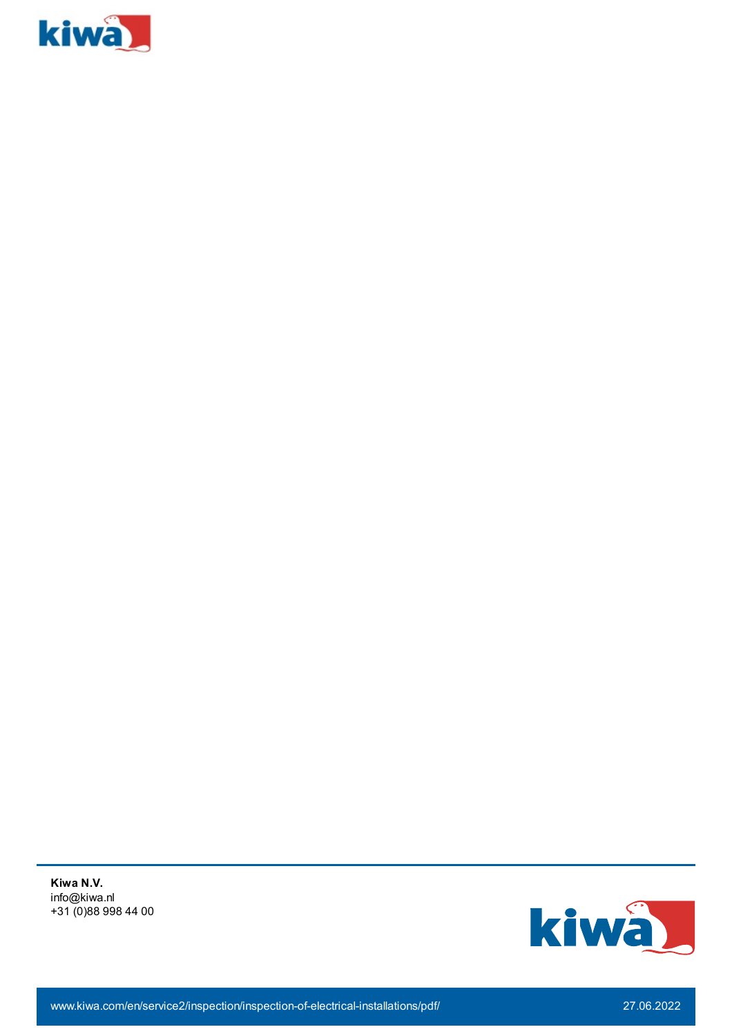**Kiwa N.V.**
info@kiwa.nl
+31 (0)88 998 44 00

www.kiwa.com/en/service2/inspection/inspection-of-electrical-installations/pdf/

27.06.2022